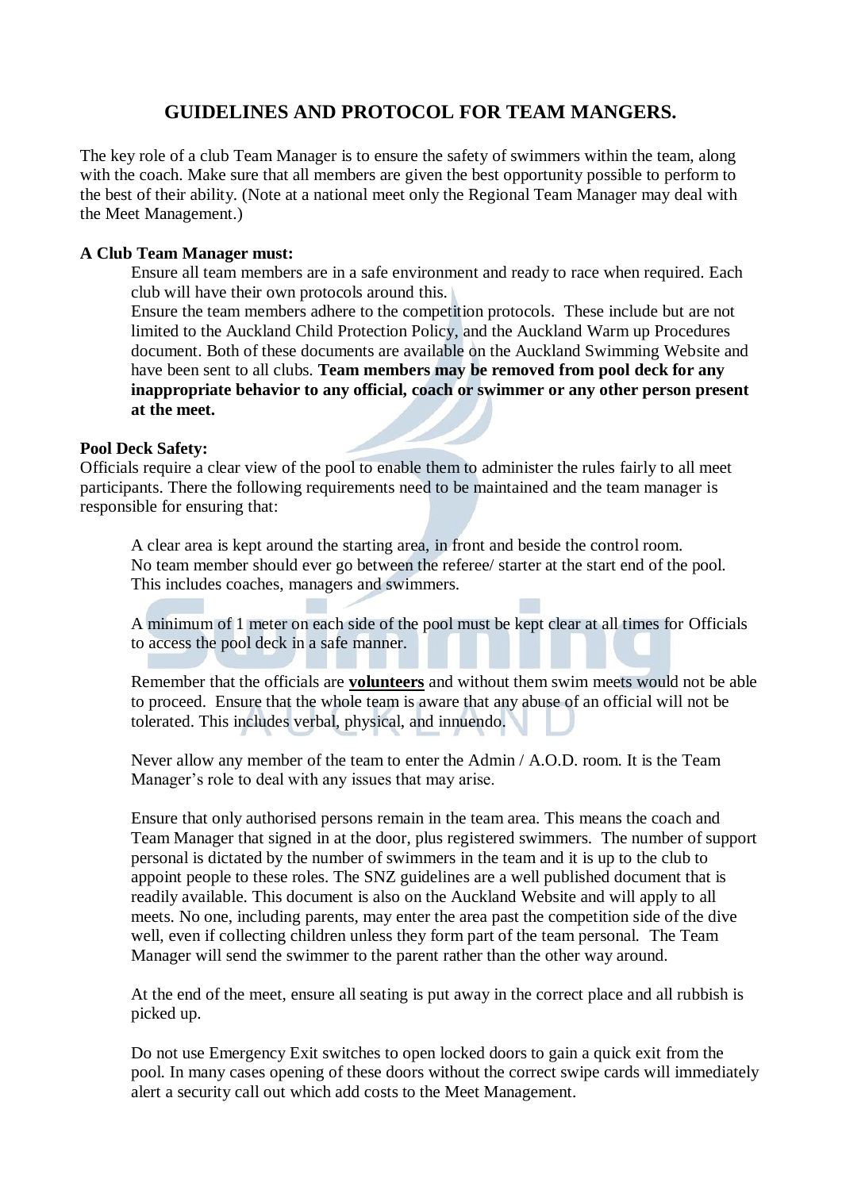# GUIDELINES AND PROTOCOL FOR TEAM MANGERS.

The key role of a club Team Manager is to ensure the safety of swimmers within the team, along with the coach. Make sure that all members are given the best opportunity possible to perform to the best of their ability. (Note at a national meet only the Regional Team Manager may deal with the Meet Management.)

**A Club Team Manager must:**

Ensure all team members are in a safe environment and ready to race when required. Each club will have their own protocols around this.

Ensure the team members adhere to the competition protocols. These include but are not limited to the Auckland Child Protection Policy, and the Auckland Warm up Procedures document. Both of these documents are available on the Auckland Swimming Website and have been sent to all clubs. **Team members may be removed from pool deck for any inappropriate behavior to any official, coach or swimmer or any other person present at the meet.**

**Pool Deck Safety:**

Officials require a clear view of the pool to enable them to administer the rules fairly to all meet participants. There the following requirements need to be maintained and the team manager is responsible for ensuring that:

A clear area is kept around the starting area, in front and beside the control room.
No team member should ever go between the referee/ starter at the start end of the pool. This includes coaches, managers and swimmers.

A minimum of 1 meter on each side of the pool must be kept clear at all times for Officials to access the pool deck in a safe manner.

Remember that the officials are **volunteers** and without them swim meets would not be able to proceed. Ensure that the whole team is aware that any abuse of an official will not be tolerated. This includes verbal, physical, and innuendo.

Never allow any member of the team to enter the Admin / A.O.D. room. It is the Team Manager's role to deal with any issues that may arise.

Ensure that only authorised persons remain in the team area. This means the coach and Team Manager that signed in at the door, plus registered swimmers. The number of support personal is dictated by the number of swimmers in the team and it is up to the club to appoint people to these roles. The SNZ guidelines are a well published document that is readily available. This document is also on the Auckland Website and will apply to all meets. No one, including parents, may enter the area past the competition side of the dive well, even if collecting children unless they form part of the team personal. The Team Manager will send the swimmer to the parent rather than the other way around.

At the end of the meet, ensure all seating is put away in the correct place and all rubbish is picked up.

Do not use Emergency Exit switches to open locked doors to gain a quick exit from the pool. In many cases opening of these doors without the correct swipe cards will immediately alert a security call out which add costs to the Meet Management.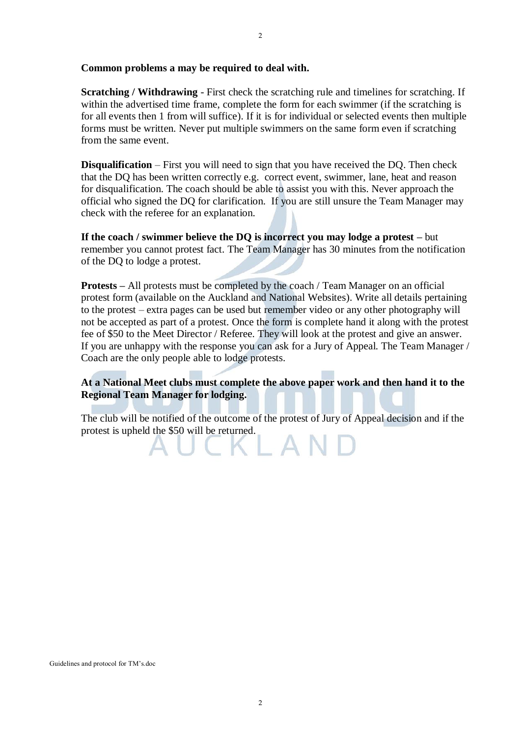**Common problems a may be required to deal with.**

**Scratching / Withdrawing** - First check the scratching rule and timelines for scratching. If within the advertised time frame, complete the form for each swimmer (if the scratching is for all events then 1 from will suffice). If it is for individual or selected events then multiple forms must be written. Never put multiple swimmers on the same form even if scratching from the same event.

**Disqualification** – First you will need to sign that you have received the DQ. Then check that the DQ has been written correctly e.g. correct event, swimmer, lane, heat and reason for disqualification. The coach should be able to assist you with this. Never approach the official who signed the DQ for clarification. If you are still unsure the Team Manager may check with the referee for an explanation.

**If the coach / swimmer believe the DQ is incorrect you may lodge a protest –** but remember you cannot protest fact. The Team Manager has 30 minutes from the notification of the DQ to lodge a protest.

**Protests –** All protests must be completed by the coach / Team Manager on an official protest form (available on the Auckland and National Websites). Write all details pertaining to the protest – extra pages can be used but remember video or any other photography will not be accepted as part of a protest. Once the form is complete hand it along with the protest fee of $50 to the Meet Director / Referee. They will look at the protest and give an answer. If you are unhappy with the response you can ask for a Jury of Appeal. The Team Manager / Coach are the only people able to lodge protests.

**At a National Meet clubs must complete the above paper work and then hand it to the Regional Team Manager for lodging.**

The club will be notified of the outcome of the protest of Jury of Appeal decision and if the protest is upheld the $50 will be returned.